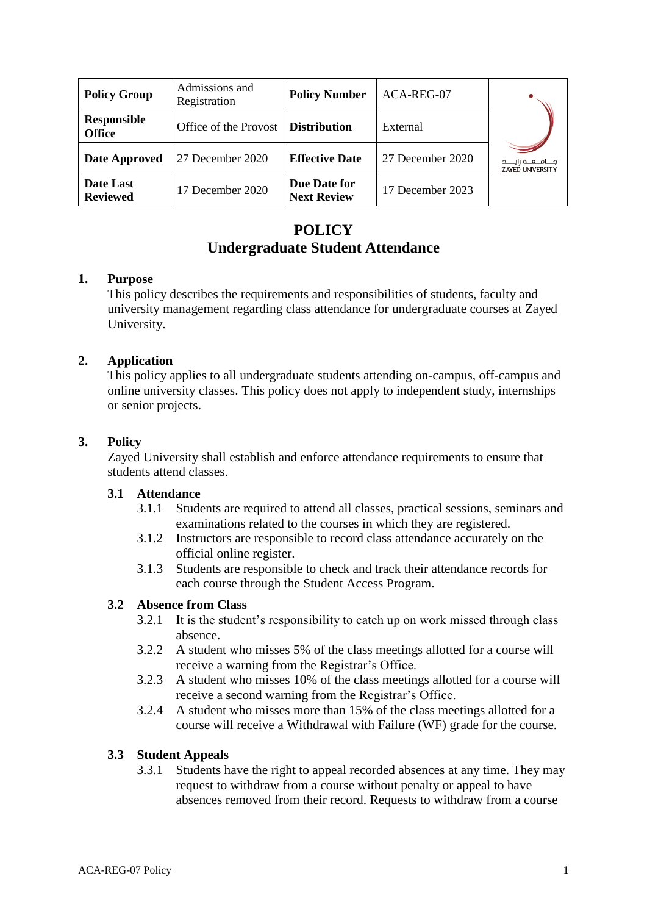| Policy Group | Admissions and Registration | Policy Number | ACA-REG-07 | جـامـعـة زايـد ZAYED UNIVERSITY |
|---|---|---|---|---|
| Responsible Office | Office of the Provost | Distribution | External | |
| Date Approved | 27 December 2020 | Effective Date | 27 December 2020 | |
| Date Last Reviewed | 17 December 2020 | Due Date for Next Review | 17 December 2023 | |

# POLICY
# Undergraduate Student Attendance

## 1. Purpose

This policy describes the requirements and responsibilities of students, faculty and university management regarding class attendance for undergraduate courses at Zayed University.

## 2. Application

This policy applies to all undergraduate students attending on-campus, off-campus and online university classes. This policy does not apply to independent study, internships or senior projects.

## 3. Policy

Zayed University shall establish and enforce attendance requirements to ensure that students attend classes.

### 3.1 Attendance

3.1.1 Students are required to attend all classes, practical sessions, seminars and examinations related to the courses in which they are registered.

3.1.2 Instructors are responsible to record class attendance accurately on the official online register.

3.1.3 Students are responsible to check and track their attendance records for each course through the Student Access Program.

### 3.2 Absence from Class

3.2.1 It is the student's responsibility to catch up on work missed through class absence.

3.2.2 A student who misses 5% of the class meetings allotted for a course will receive a warning from the Registrar's Office.

3.2.3 A student who misses 10% of the class meetings allotted for a course will receive a second warning from the Registrar's Office.

3.2.4 A student who misses more than 15% of the class meetings allotted for a course will receive a Withdrawal with Failure (WF) grade for the course.

### 3.3 Student Appeals

3.3.1 Students have the right to appeal recorded absences at any time. They may request to withdraw from a course without penalty or appeal to have absences removed from their record. Requests to withdraw from a course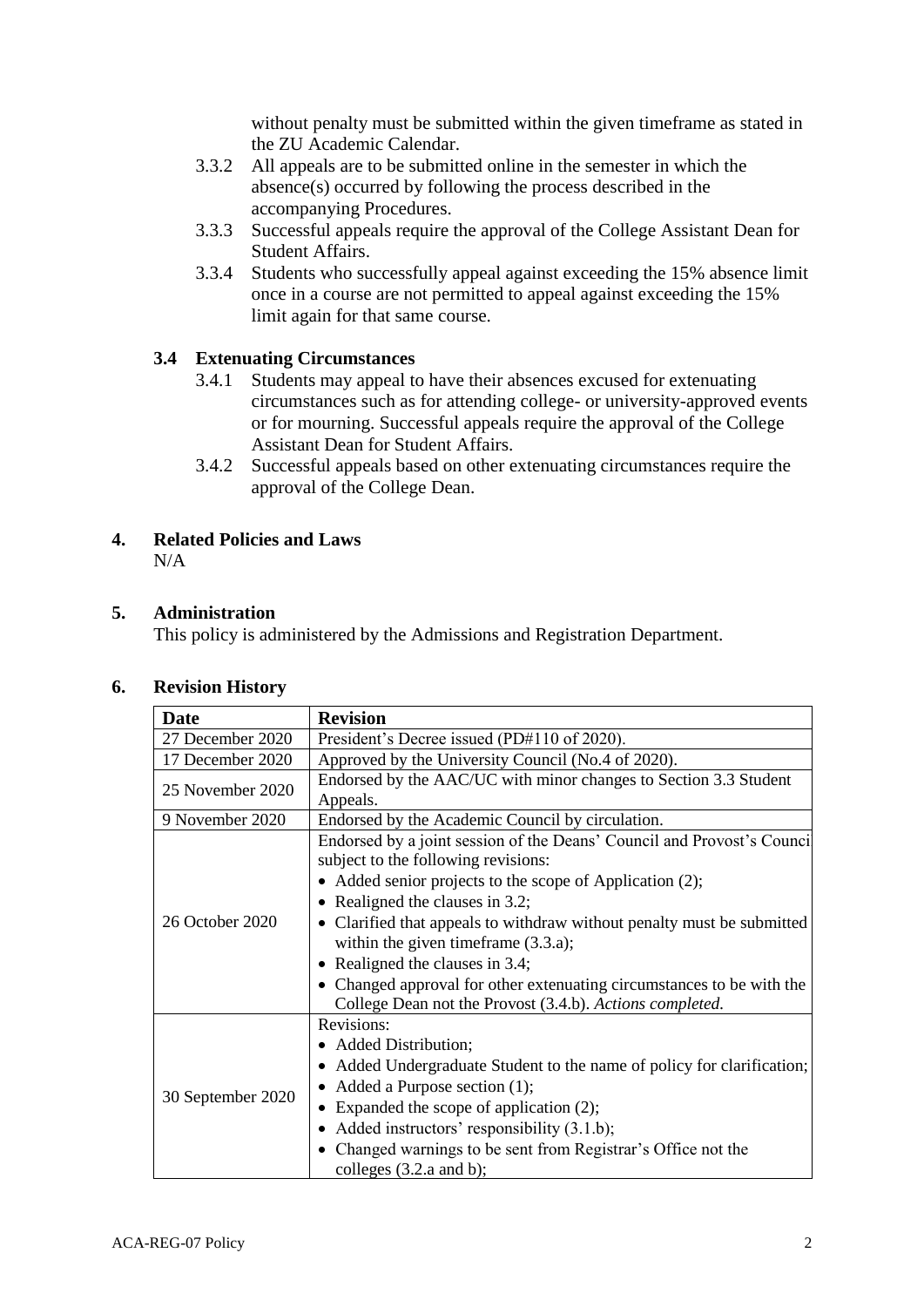without penalty must be submitted within the given timeframe as stated in the ZU Academic Calendar.

3.3.2 All appeals are to be submitted online in the semester in which the absence(s) occurred by following the process described in the accompanying Procedures.

3.3.3 Successful appeals require the approval of the College Assistant Dean for Student Affairs.

3.3.4 Students who successfully appeal against exceeding the 15% absence limit once in a course are not permitted to appeal against exceeding the 15% limit again for that same course.

### 3.4 Extenuating Circumstances

3.4.1 Students may appeal to have their absences excused for extenuating circumstances such as for attending college- or university-approved events or for mourning. Successful appeals require the approval of the College Assistant Dean for Student Affairs.

3.4.2 Successful appeals based on other extenuating circumstances require the approval of the College Dean.

## 4. Related Policies and Laws

N/A

## 5. Administration

This policy is administered by the Admissions and Registration Department.

## 6. Revision History

| Date | Revision |
|---|---|
| 27 December 2020 | President's Decree issued (PD#110 of 2020). |
| 17 December 2020 | Approved by the University Council (No.4 of 2020). |
| 25 November 2020 | Endorsed by the AAC/UC with minor changes to Section 3.3 Student Appeals. |
| 9 November 2020 | Endorsed by the Academic Council by circulation. |
| 26 October 2020 | Endorsed by a joint session of the Deans' Council and Provost's Counci subject to the following revisions:<br>• Added senior projects to the scope of Application (2);<br>• Realigned the clauses in 3.2;<br>• Clarified that appeals to withdraw without penalty must be submitted within the given timeframe (3.3.a);<br>• Realigned the clauses in 3.4;<br>• Changed approval for other extenuating circumstances to be with the College Dean not the Provost (3.4.b). *Actions completed.* |
| 30 September 2020 | Revisions:<br>• Added Distribution;<br>• Added Undergraduate Student to the name of policy for clarification;<br>• Added a Purpose section (1);<br>• Expanded the scope of application (2);<br>• Added instructors' responsibility (3.1.b);<br>• Changed warnings to be sent from Registrar's Office not the colleges (3.2.a and b); |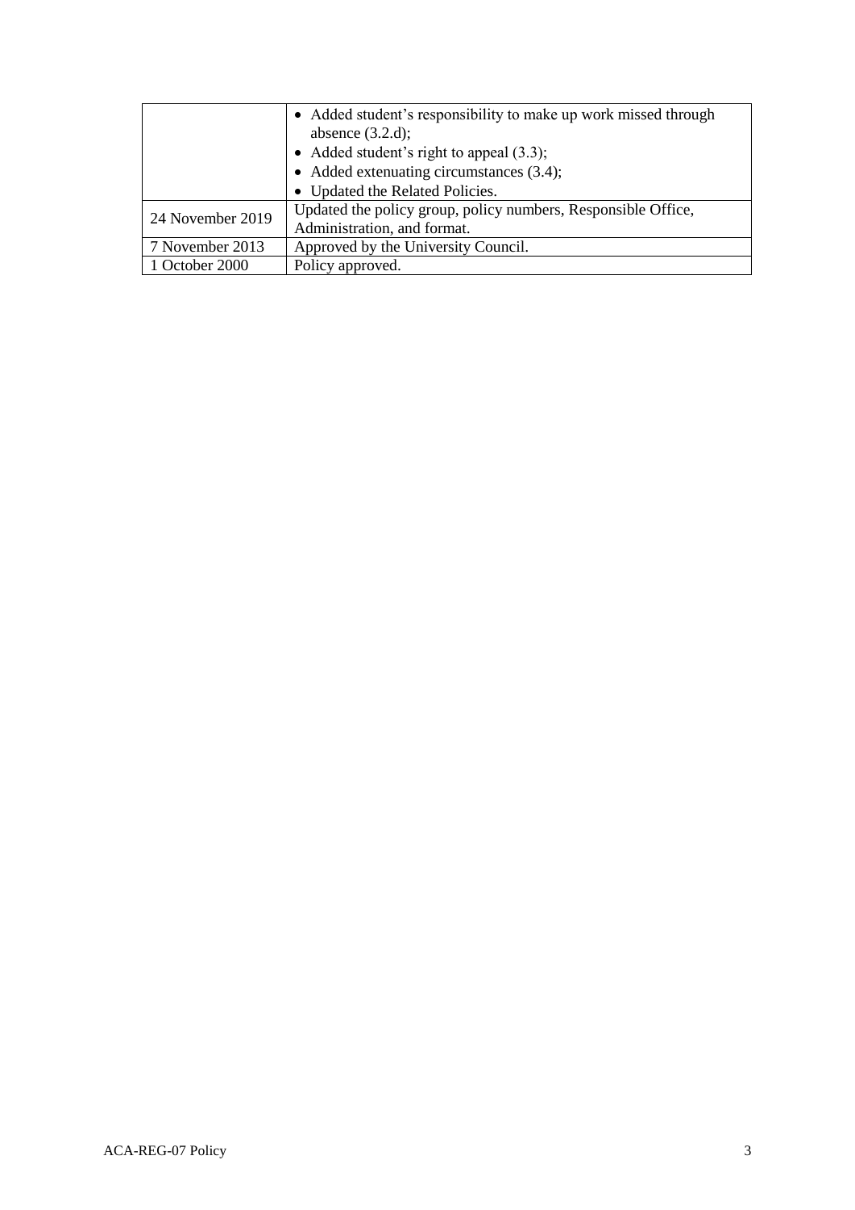| | |
|---|---|
| | • Added student's responsibility to make up work missed through absence (3.2.d);<br>• Added student's right to appeal (3.3);<br>• Added extenuating circumstances (3.4);<br>• Updated the Related Policies. |
| 24 November 2019 | Updated the policy group, policy numbers, Responsible Office, Administration, and format. |
| 7 November 2013 | Approved by the University Council. |
| 1 October 2000 | Policy approved. |